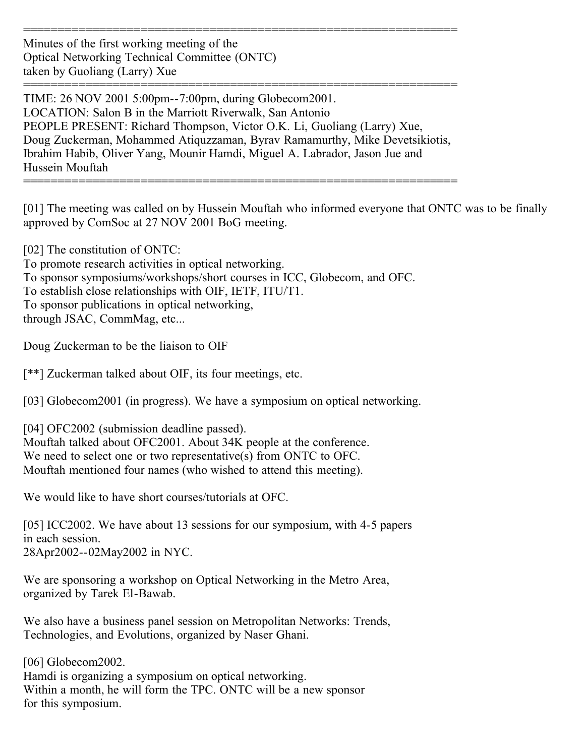==============================================================

Minutes of the first working meeting of the
Optical Networking Technical Committee (ONTC)
taken by Guoliang (Larry) Xue

==============================================================

TIME: 26 NOV 2001 5:00pm--7:00pm, during Globecom2001.
LOCATION: Salon B in the Marriott Riverwalk, San Antonio
PEOPLE PRESENT: Richard Thompson, Victor O.K. Li, Guoliang (Larry) Xue, Doug Zuckerman, Mohammed Atiquzzaman, Byrav Ramamurthy, Mike Devetsikiotis, Ibrahim Habib, Oliver Yang, Mounir Hamdi, Miguel A. Labrador, Jason Jue and Hussein Mouftah

==============================================================

[01] The meeting was called on by Hussein Mouftah who informed everyone that ONTC was to be finally approved by ComSoc at 27 NOV 2001 BoG meeting.

[02] The constitution of ONTC:
To promote research activities in optical networking.
To sponsor symposiums/workshops/short courses in ICC, Globecom, and OFC.
To establish close relationships with OIF, IETF, ITU/T1.
To sponsor publications in optical networking,
through JSAC, CommMag, etc...

Doug Zuckerman to be the liaison to OIF

[**] Zuckerman talked about OIF, its four meetings, etc.

[03] Globecom2001 (in progress). We have a symposium on optical networking.

[04] OFC2002 (submission deadline passed).
Mouftah talked about OFC2001. About 34K people at the conference.
We need to select one or two representative(s) from ONTC to OFC.
Mouftah mentioned four names (who wished to attend this meeting).

We would like to have short courses/tutorials at OFC.

[05] ICC2002. We have about 13 sessions for our symposium, with 4-5 papers in each session.
28Apr2002--02May2002 in NYC.

We are sponsoring a workshop on Optical Networking in the Metro Area, organized by Tarek El-Bawab.

We also have a business panel session on Metropolitan Networks: Trends, Technologies, and Evolutions, organized by Naser Ghani.

[06] Globecom2002.
Hamdi is organizing a symposium on optical networking.
Within a month, he will form the TPC. ONTC will be a new sponsor for this symposium.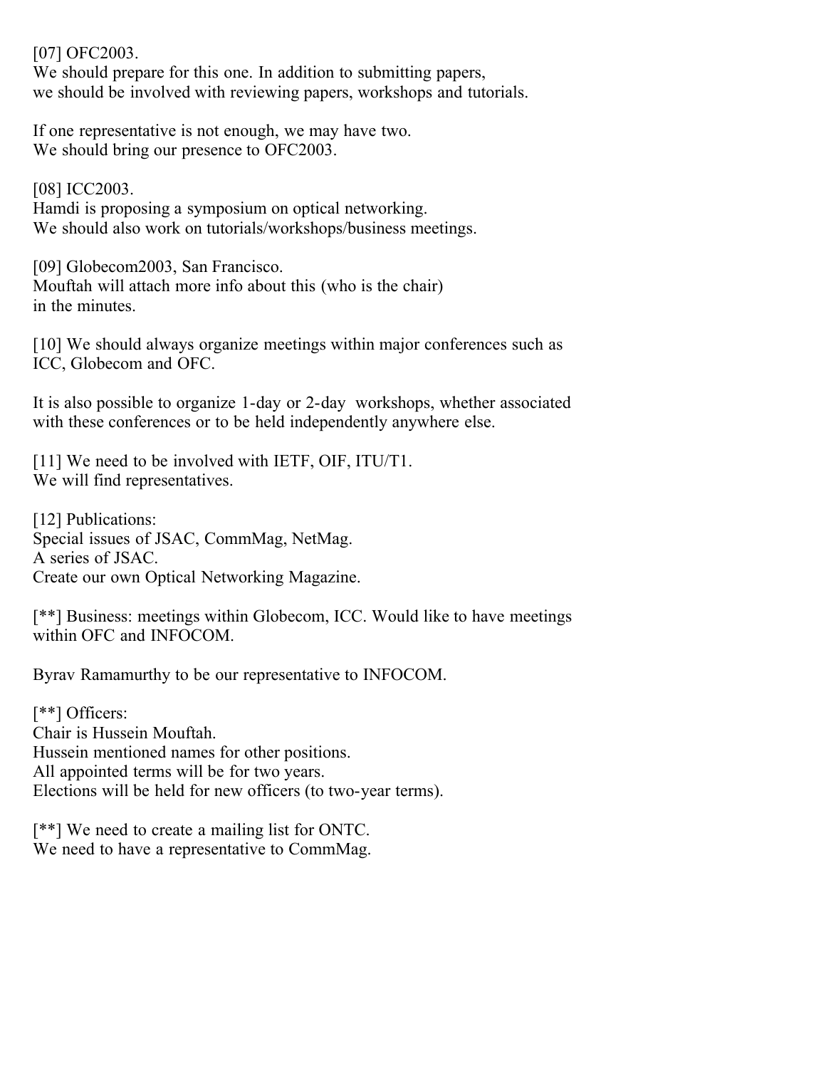[07] OFC2003.
We should prepare for this one. In addition to submitting papers,
we should be involved with reviewing papers, workshops and tutorials.

If one representative is not enough, we may have two.
We should bring our presence to OFC2003.

[08] ICC2003.
Hamdi is proposing a symposium on optical networking.
We should also work on tutorials/workshops/business meetings.

[09] Globecom2003, San Francisco.
Mouftah will attach more info about this (who is the chair)
in the minutes.

[10] We should always organize meetings within major conferences such as
ICC, Globecom and OFC.

It is also possible to organize 1-day or 2-day workshops, whether associated
with these conferences or to be held independently anywhere else.

[11] We need to be involved with IETF, OIF, ITU/T1.
We will find representatives.

[12] Publications:
Special issues of JSAC, CommMag, NetMag.
A series of JSAC.
Create our own Optical Networking Magazine.

[**] Business: meetings within Globecom, ICC. Would like to have meetings
within OFC and INFOCOM.

Byrav Ramamurthy to be our representative to INFOCOM.

[**] Officers:
Chair is Hussein Mouftah.
Hussein mentioned names for other positions.
All appointed terms will be for two years.
Elections will be held for new officers (to two-year terms).

[**] We need to create a mailing list for ONTC.
We need to have a representative to CommMag.